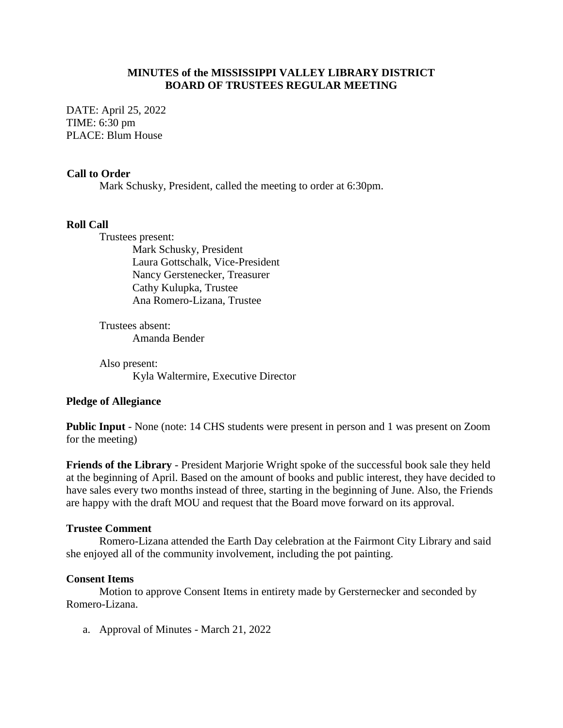# MINUTES of the MISSISSIPPI VALLEY LIBRARY DISTRICT BOARD OF TRUSTEES REGULAR MEETING

DATE: April 25, 2022
TIME: 6:30 pm
PLACE: Blum House

**Call to Order**

Mark Schusky, President, called the meeting to order at 6:30pm.

**Roll Call**

Trustees present:

- Mark Schusky, President
- Laura Gottschalk, Vice-President
- Nancy Gerstenecker, Treasurer
- Cathy Kulupka, Trustee
- Ana Romero-Lizana, Trustee

Trustees absent:

- Amanda Bender

Also present:

- Kyla Waltermire, Executive Director

**Pledge of Allegiance**

**Public Input** - None (note: 14 CHS students were present in person and 1 was present on Zoom for the meeting)

**Friends of the Library** - President Marjorie Wright spoke of the successful book sale they held at the beginning of April. Based on the amount of books and public interest, they have decided to have sales every two months instead of three, starting in the beginning of June. Also, the Friends are happy with the draft MOU and request that the Board move forward on its approval.

**Trustee Comment**

Romero-Lizana attended the Earth Day celebration at the Fairmont City Library and said she enjoyed all of the community involvement, including the pot painting.

**Consent Items**

Motion to approve Consent Items in entirety made by Gersternecker and seconded by Romero-Lizana.

a. Approval of Minutes - March 21, 2022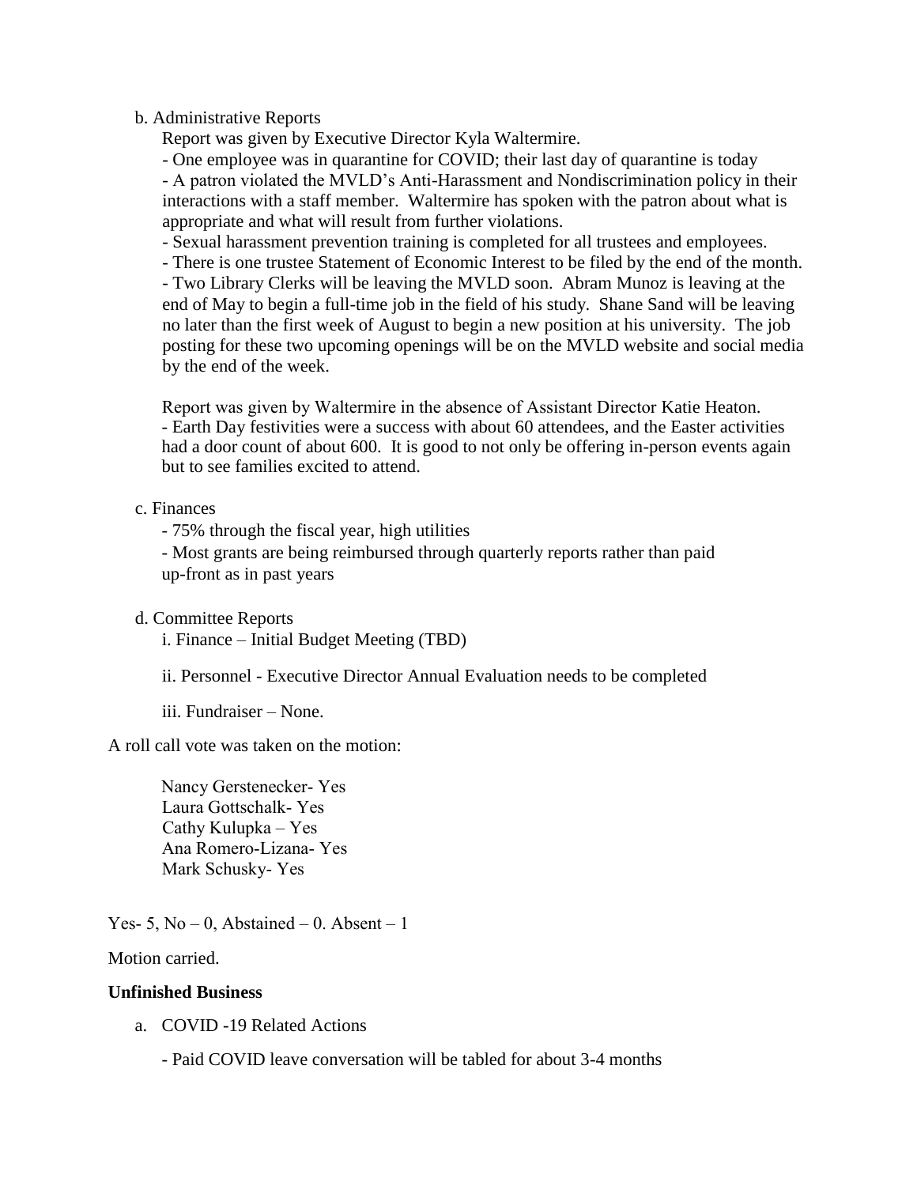b. Administrative Reports

Report was given by Executive Director Kyla Waltermire.

- One employee was in quarantine for COVID; their last day of quarantine is today
- A patron violated the MVLD's Anti-Harassment and Nondiscrimination policy in their interactions with a staff member. Waltermire has spoken with the patron about what is appropriate and what will result from further violations.
- Sexual harassment prevention training is completed for all trustees and employees.
- There is one trustee Statement of Economic Interest to be filed by the end of the month.
- Two Library Clerks will be leaving the MVLD soon. Abram Munoz is leaving at the end of May to begin a full-time job in the field of his study. Shane Sand will be leaving no later than the first week of August to begin a new position at his university. The job posting for these two upcoming openings will be on the MVLD website and social media by the end of the week.

Report was given by Waltermire in the absence of Assistant Director Katie Heaton.

- Earth Day festivities were a success with about 60 attendees, and the Easter activities had a door count of about 600. It is good to not only be offering in-person events again but to see families excited to attend.

c. Finances

- 75% through the fiscal year, high utilities
- Most grants are being reimbursed through quarterly reports rather than paid up-front as in past years

d. Committee Reports

i. Finance – Initial Budget Meeting (TBD)

ii. Personnel - Executive Director Annual Evaluation needs to be completed

iii. Fundraiser – None.

A roll call vote was taken on the motion:

Nancy Gerstenecker- Yes
Laura Gottschalk- Yes
Cathy Kulupka – Yes
Ana Romero-Lizana- Yes
Mark Schusky- Yes

Yes- 5, No – 0, Abstained – 0. Absent – 1

Motion carried.

**Unfinished Business**

a. COVID -19 Related Actions

- Paid COVID leave conversation will be tabled for about 3-4 months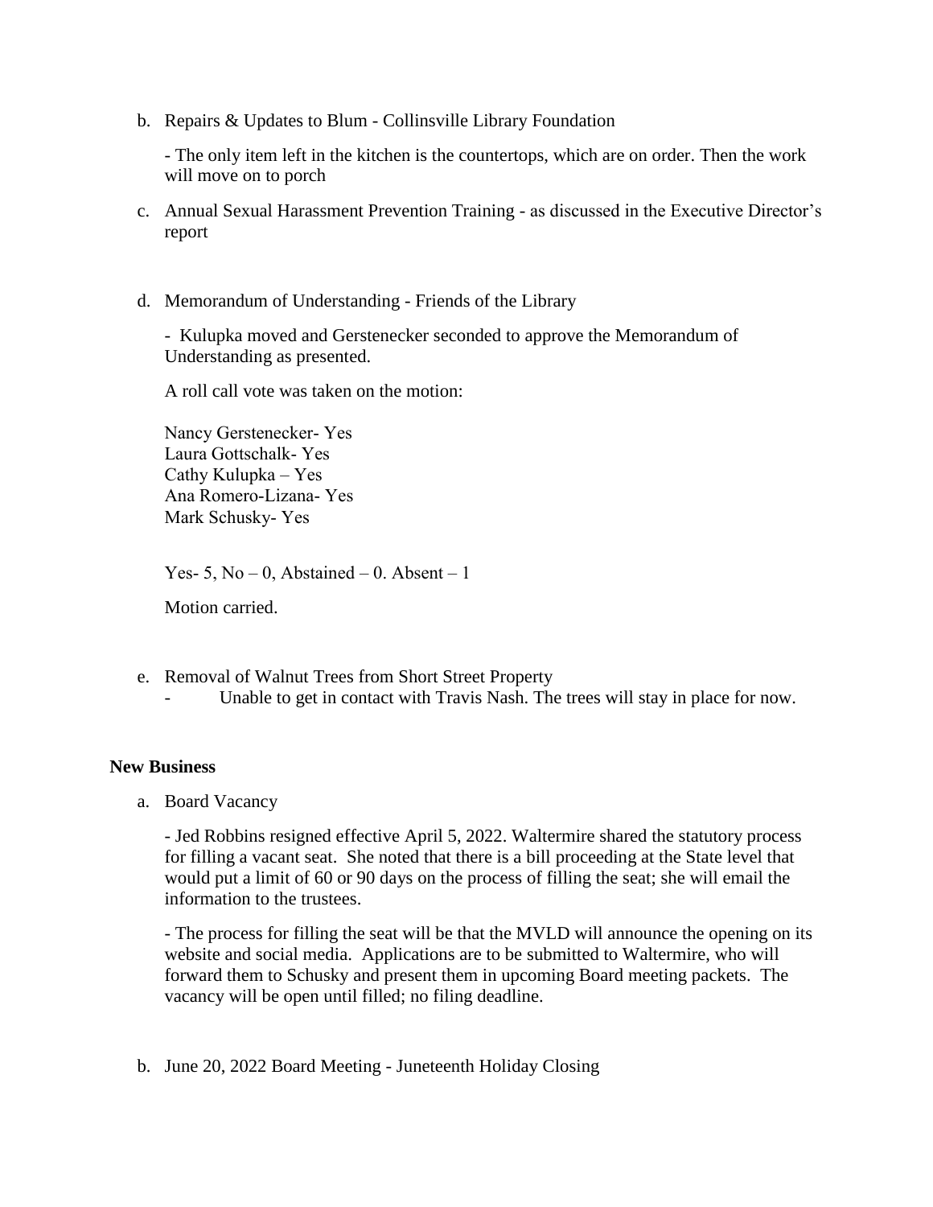b. Repairs & Updates to Blum - Collinsville Library Foundation

   - The only item left in the kitchen is the countertops, which are on order. Then the work will move on to porch

c. Annual Sexual Harassment Prevention Training - as discussed in the Executive Director's report

d. Memorandum of Understanding - Friends of the Library

   - Kulupka moved and Gerstenecker seconded to approve the Memorandum of Understanding as presented.

   A roll call vote was taken on the motion:

   Nancy Gerstenecker- Yes
   Laura Gottschalk- Yes
   Cathy Kulupka – Yes
   Ana Romero-Lizana- Yes
   Mark Schusky- Yes

   Yes- 5, No – 0, Abstained – 0. Absent – 1

   Motion carried.

e. Removal of Walnut Trees from Short Street Property
   - Unable to get in contact with Travis Nash. The trees will stay in place for now.

**New Business**

a. Board Vacancy

   - Jed Robbins resigned effective April 5, 2022. Waltermire shared the statutory process for filling a vacant seat. She noted that there is a bill proceeding at the State level that would put a limit of 60 or 90 days on the process of filling the seat; she will email the information to the trustees.

   - The process for filling the seat will be that the MVLD will announce the opening on its website and social media. Applications are to be submitted to Waltermire, who will forward them to Schusky and present them in upcoming Board meeting packets. The vacancy will be open until filled; no filing deadline.

b. June 20, 2022 Board Meeting - Juneteenth Holiday Closing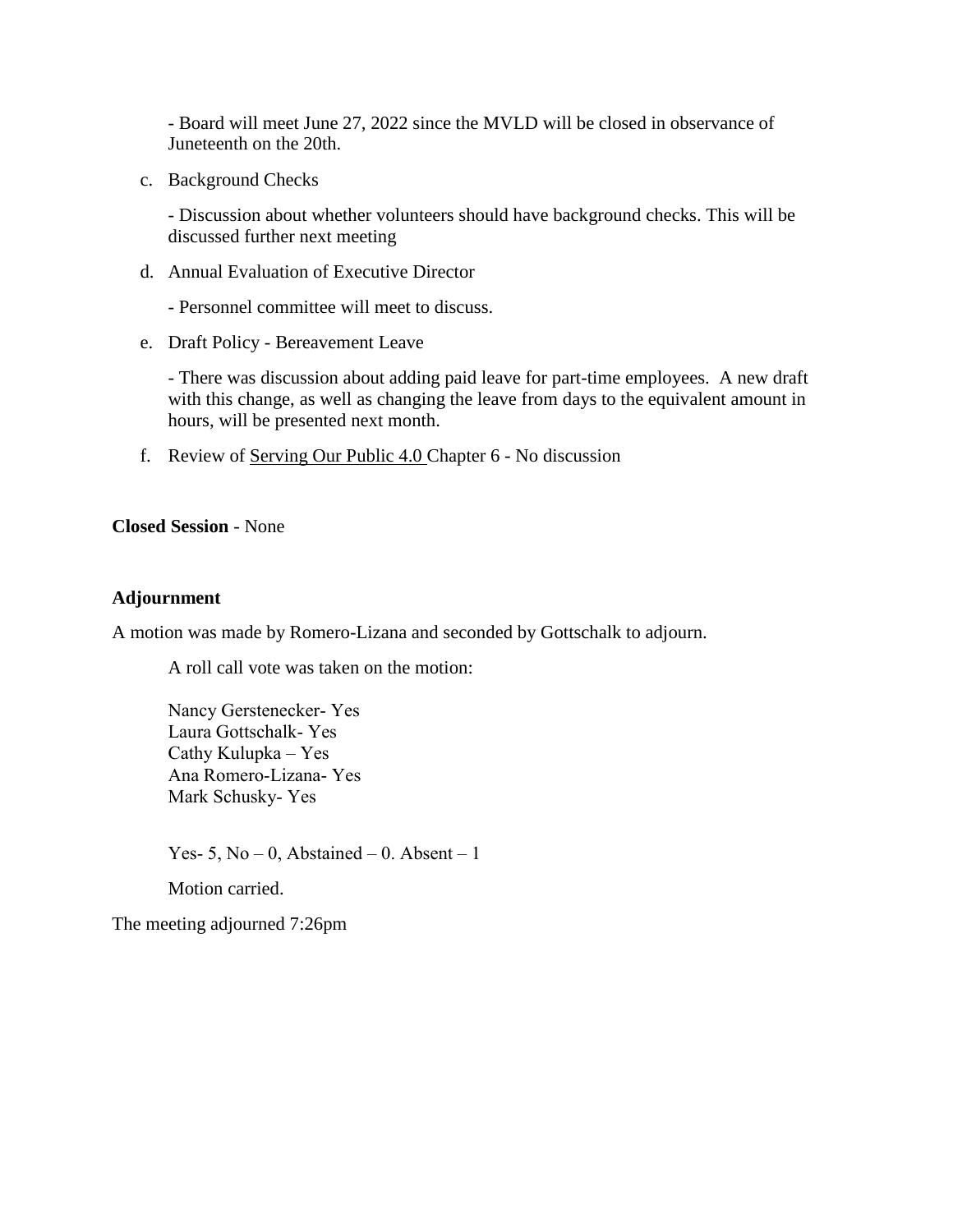- Board will meet June 27, 2022 since the MVLD will be closed in observance of Juneteenth on the 20th.

c. Background Checks

   - Discussion about whether volunteers should have background checks. This will be discussed further next meeting

d. Annual Evaluation of Executive Director

   - Personnel committee will meet to discuss.

e. Draft Policy - Bereavement Leave

   - There was discussion about adding paid leave for part-time employees. A new draft with this change, as well as changing the leave from days to the equivalent amount in hours, will be presented next month.

f. Review of <u>Serving Our Public 4.0</u> Chapter 6 - No discussion

**Closed Session** - None

**Adjournment**

A motion was made by Romero-Lizana and seconded by Gottschalk to adjourn.

A roll call vote was taken on the motion:

Nancy Gerstenecker- Yes
Laura Gottschalk- Yes
Cathy Kulupka – Yes
Ana Romero-Lizana- Yes
Mark Schusky- Yes

Yes- 5, No – 0, Abstained – 0. Absent – 1

Motion carried.

The meeting adjourned 7:26pm